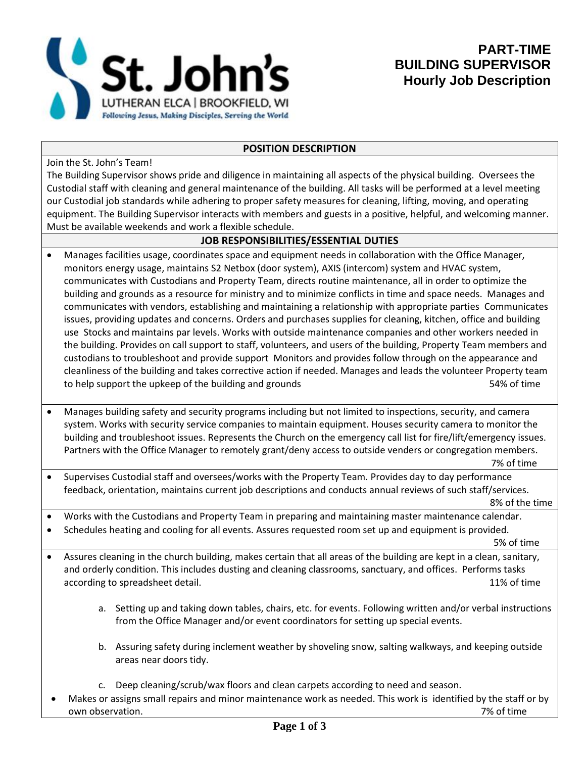St. John's
LUTHERAN ELCA | BROOKFIELD, WI
*Following Jesus, Making Disciples, Serving the World*

# PART-TIME BUILDING SUPERVISOR Hourly Job Description

## POSITION DESCRIPTION

Join the St. John's Team!

The Building Supervisor shows pride and diligence in maintaining all aspects of the physical building. Oversees the Custodial staff with cleaning and general maintenance of the building. All tasks will be performed at a level meeting our Custodial job standards while adhering to proper safety measures for cleaning, lifting, moving, and operating equipment. The Building Supervisor interacts with members and guests in a positive, helpful, and welcoming manner. Must be available weekends and work a flexible schedule.

## JOB RESPONSIBILITIES/ESSENTIAL DUTIES

- Manages facilities usage, coordinates space and equipment needs in collaboration with the Office Manager, monitors energy usage, maintains S2 Netbox (door system), AXIS (intercom) system and HVAC system, communicates with Custodians and Property Team, directs routine maintenance, all in order to optimize the building and grounds as a resource for ministry and to minimize conflicts in time and space needs. Manages and communicates with vendors, establishing and maintaining a relationship with appropriate parties Communicates issues, providing updates and concerns. Orders and purchases supplies for cleaning, kitchen, office and building use Stocks and maintains par levels. Works with outside maintenance companies and other workers needed in the building. Provides on call support to staff, volunteers, and users of the building, Property Team members and custodians to troubleshoot and provide support Monitors and provides follow through on the appearance and cleanliness of the building and takes corrective action if needed. Manages and leads the volunteer Property team to help support the upkeep of the building and grounds — 54% of time

- Manages building safety and security programs including but not limited to inspections, security, and camera system. Works with security service companies to maintain equipment. Houses security camera to monitor the building and troubleshoot issues. Represents the Church on the emergency call list for fire/lift/emergency issues. Partners with the Office Manager to remotely grant/deny access to outside venders or congregation members. — 7% of time

- Supervises Custodial staff and oversees/works with the Property Team. Provides day to day performance feedback, orientation, maintains current job descriptions and conducts annual reviews of such staff/services. — 8% of the time

- Works with the Custodians and Property Team in preparing and maintaining master maintenance calendar.
- Schedules heating and cooling for all events. Assures requested room set up and equipment is provided. — 5% of time

- Assures cleaning in the church building, makes certain that all areas of the building are kept in a clean, sanitary, and orderly condition. This includes dusting and cleaning classrooms, sanctuary, and offices. Performs tasks according to spreadsheet detail. — 11% of time

  a. Setting up and taking down tables, chairs, etc. for events. Following written and/or verbal instructions from the Office Manager and/or event coordinators for setting up special events.

  b. Assuring safety during inclement weather by shoveling snow, salting walkways, and keeping outside areas near doors tidy.

  c. Deep cleaning/scrub/wax floors and clean carpets according to need and season.

- Makes or assigns small repairs and minor maintenance work as needed. This work is identified by the staff or by own observation. — 7% of time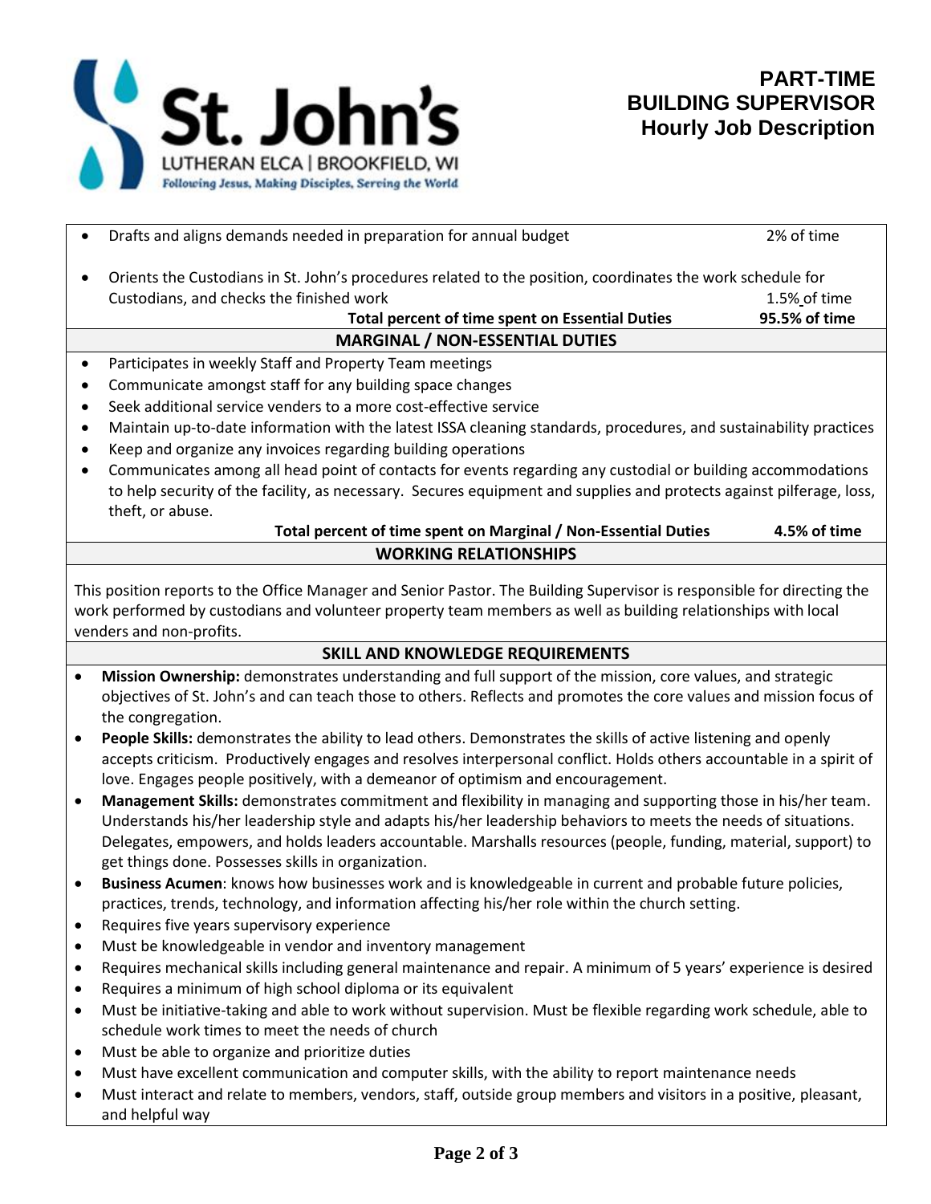**PART-TIME BUILDING SUPERVISOR Hourly Job Description**

- Drafts and aligns demands needed in preparation for annual budget — 2% of time
- Orients the Custodians in St. John's procedures related to the position, coordinates the work schedule for Custodians, and checks the finished work — 1.5% of time

**Total percent of time spent on Essential Duties — 95.5% of time**

## MARGINAL / NON-ESSENTIAL DUTIES

- Participates in weekly Staff and Property Team meetings
- Communicate amongst staff for any building space changes
- Seek additional service venders to a more cost-effective service
- Maintain up-to-date information with the latest ISSA cleaning standards, procedures, and sustainability practices
- Keep and organize any invoices regarding building operations
- Communicates among all head point of contacts for events regarding any custodial or building accommodations to help security of the facility, as necessary. Secures equipment and supplies and protects against pilferage, loss, theft, or abuse.

**Total percent of time spent on Marginal / Non-Essential Duties — 4.5% of time**

## WORKING RELATIONSHIPS

This position reports to the Office Manager and Senior Pastor. The Building Supervisor is responsible for directing the work performed by custodians and volunteer property team members as well as building relationships with local venders and non-profits.

## SKILL AND KNOWLEDGE REQUIREMENTS

- **Mission Ownership:** demonstrates understanding and full support of the mission, core values, and strategic objectives of St. John's and can teach those to others. Reflects and promotes the core values and mission focus of the congregation.
- **People Skills:** demonstrates the ability to lead others. Demonstrates the skills of active listening and openly accepts criticism. Productively engages and resolves interpersonal conflict. Holds others accountable in a spirit of love. Engages people positively, with a demeanor of optimism and encouragement.
- **Management Skills:** demonstrates commitment and flexibility in managing and supporting those in his/her team. Understands his/her leadership style and adapts his/her leadership behaviors to meets the needs of situations. Delegates, empowers, and holds leaders accountable. Marshalls resources (people, funding, material, support) to get things done. Possesses skills in organization.
- **Business Acumen**: knows how businesses work and is knowledgeable in current and probable future policies, practices, trends, technology, and information affecting his/her role within the church setting.
- Requires five years supervisory experience
- Must be knowledgeable in vendor and inventory management
- Requires mechanical skills including general maintenance and repair. A minimum of 5 years' experience is desired
- Requires a minimum of high school diploma or its equivalent
- Must be initiative-taking and able to work without supervision. Must be flexible regarding work schedule, able to schedule work times to meet the needs of church
- Must be able to organize and prioritize duties
- Must have excellent communication and computer skills, with the ability to report maintenance needs
- Must interact and relate to members, vendors, staff, outside group members and visitors in a positive, pleasant, and helpful way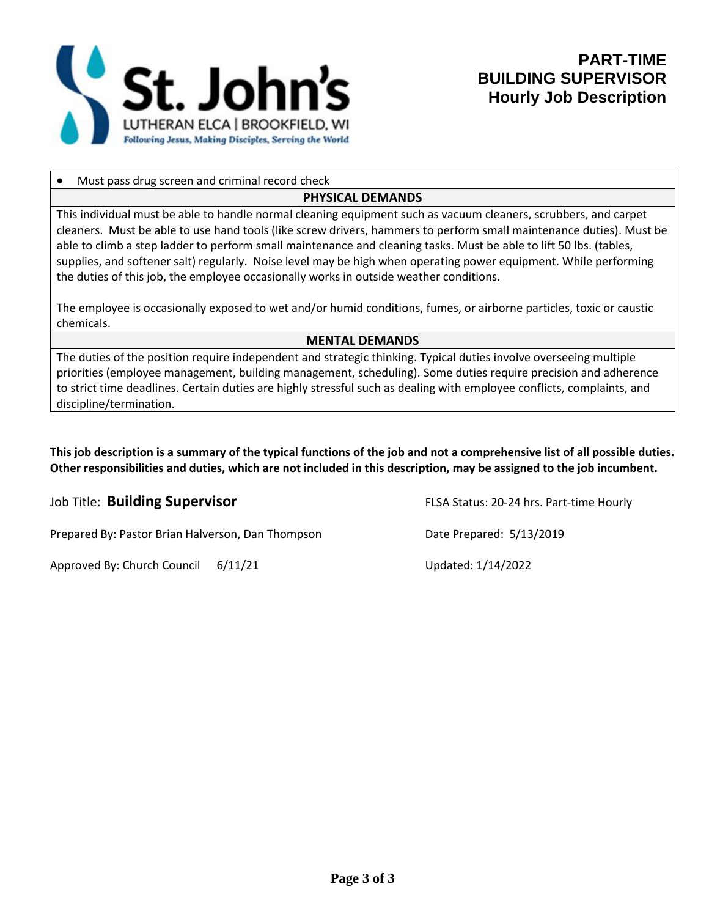# PART-TIME BUILDING SUPERVISOR Hourly Job Description

- Must pass drug screen and criminal record check

## PHYSICAL DEMANDS

This individual must be able to handle normal cleaning equipment such as vacuum cleaners, scrubbers, and carpet cleaners. Must be able to use hand tools (like screw drivers, hammers to perform small maintenance duties). Must be able to climb a step ladder to perform small maintenance and cleaning tasks. Must be able to lift 50 lbs. (tables, supplies, and softener salt) regularly. Noise level may be high when operating power equipment. While performing the duties of this job, the employee occasionally works in outside weather conditions.

The employee is occasionally exposed to wet and/or humid conditions, fumes, or airborne particles, toxic or caustic chemicals.

## MENTAL DEMANDS

The duties of the position require independent and strategic thinking. Typical duties involve overseeing multiple priorities (employee management, building management, scheduling). Some duties require precision and adherence to strict time deadlines. Certain duties are highly stressful such as dealing with employee conflicts, complaints, and discipline/termination.

**This job description is a summary of the typical functions of the job and not a comprehensive list of all possible duties. Other responsibilities and duties, which are not included in this description, may be assigned to the job incumbent.**

Job Title: **Building Supervisor**

FLSA Status: 20-24 hrs. Part-time Hourly

Prepared By: Pastor Brian Halverson, Dan Thompson

Date Prepared: 5/13/2019

Approved By: Church Council 6/11/21

Updated: 1/14/2022